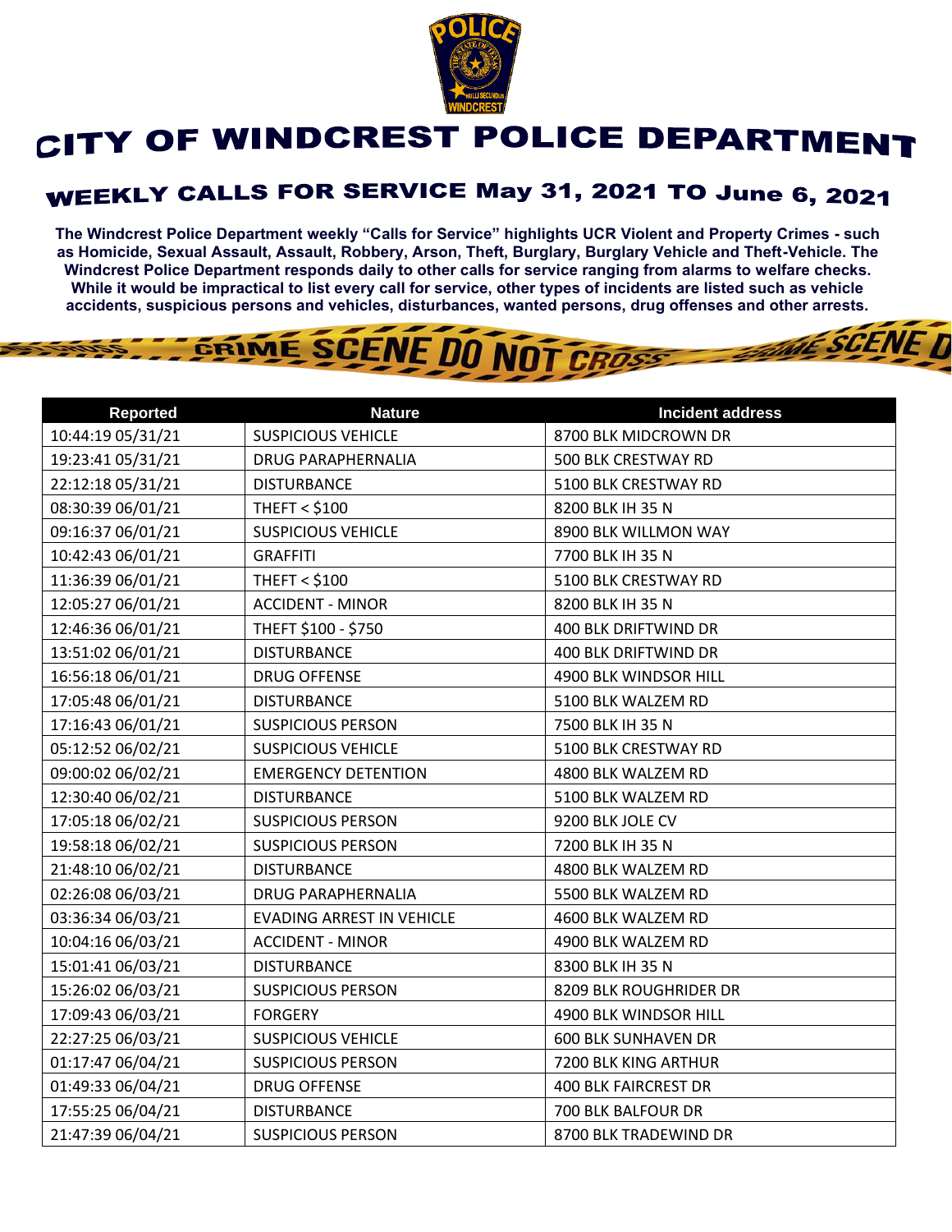# CITY OF WINDCREST POLICE DEPARTMENT

## WEEKLY CALLS FOR SERVICE May 31, 2021 TO June 6, 2021

**The Windcrest Police Department weekly "Calls for Service" highlights UCR Violent and Property Crimes - such as Homicide, Sexual Assault, Assault, Robbery, Arson, Theft, Burglary, Burglary Vehicle and Theft-Vehicle. The Windcrest Police Department responds daily to other calls for service ranging from alarms to welfare checks. While it would be impractical to list every call for service, other types of incidents are listed such as vehicle accidents, suspicious persons and vehicles, disturbances, wanted persons, drug offenses and other arrests.**

| Reported | Nature | Incident address |
|---|---|---|
| 10:44:19 05/31/21 | SUSPICIOUS VEHICLE | 8700 BLK MIDCROWN DR |
| 19:23:41 05/31/21 | DRUG PARAPHERNALIA | 500 BLK CRESTWAY RD |
| 22:12:18 05/31/21 | DISTURBANCE | 5100 BLK CRESTWAY RD |
| 08:30:39 06/01/21 | THEFT < $100 | 8200 BLK IH 35 N |
| 09:16:37 06/01/21 | SUSPICIOUS VEHICLE | 8900 BLK WILLMON WAY |
| 10:42:43 06/01/21 | GRAFFITI | 7700 BLK IH 35 N |
| 11:36:39 06/01/21 | THEFT < $100 | 5100 BLK CRESTWAY RD |
| 12:05:27 06/01/21 | ACCIDENT - MINOR | 8200 BLK IH 35 N |
| 12:46:36 06/01/21 | THEFT $100 - $750 | 400 BLK DRIFTWIND DR |
| 13:51:02 06/01/21 | DISTURBANCE | 400 BLK DRIFTWIND DR |
| 16:56:18 06/01/21 | DRUG OFFENSE | 4900 BLK WINDSOR HILL |
| 17:05:48 06/01/21 | DISTURBANCE | 5100 BLK WALZEM RD |
| 17:16:43 06/01/21 | SUSPICIOUS PERSON | 7500 BLK IH 35 N |
| 05:12:52 06/02/21 | SUSPICIOUS VEHICLE | 5100 BLK CRESTWAY RD |
| 09:00:02 06/02/21 | EMERGENCY DETENTION | 4800 BLK WALZEM RD |
| 12:30:40 06/02/21 | DISTURBANCE | 5100 BLK WALZEM RD |
| 17:05:18 06/02/21 | SUSPICIOUS PERSON | 9200 BLK JOLE CV |
| 19:58:18 06/02/21 | SUSPICIOUS PERSON | 7200 BLK IH 35 N |
| 21:48:10 06/02/21 | DISTURBANCE | 4800 BLK WALZEM RD |
| 02:26:08 06/03/21 | DRUG PARAPHERNALIA | 5500 BLK WALZEM RD |
| 03:36:34 06/03/21 | EVADING ARREST IN VEHICLE | 4600 BLK WALZEM RD |
| 10:04:16 06/03/21 | ACCIDENT - MINOR | 4900 BLK WALZEM RD |
| 15:01:41 06/03/21 | DISTURBANCE | 8300 BLK IH 35 N |
| 15:26:02 06/03/21 | SUSPICIOUS PERSON | 8209 BLK ROUGHRIDER DR |
| 17:09:43 06/03/21 | FORGERY | 4900 BLK WINDSOR HILL |
| 22:27:25 06/03/21 | SUSPICIOUS VEHICLE | 600 BLK SUNHAVEN DR |
| 01:17:47 06/04/21 | SUSPICIOUS PERSON | 7200 BLK KING ARTHUR |
| 01:49:33 06/04/21 | DRUG OFFENSE | 400 BLK FAIRCREST DR |
| 17:55:25 06/04/21 | DISTURBANCE | 700 BLK BALFOUR DR |
| 21:47:39 06/04/21 | SUSPICIOUS PERSON | 8700 BLK TRADEWIND DR |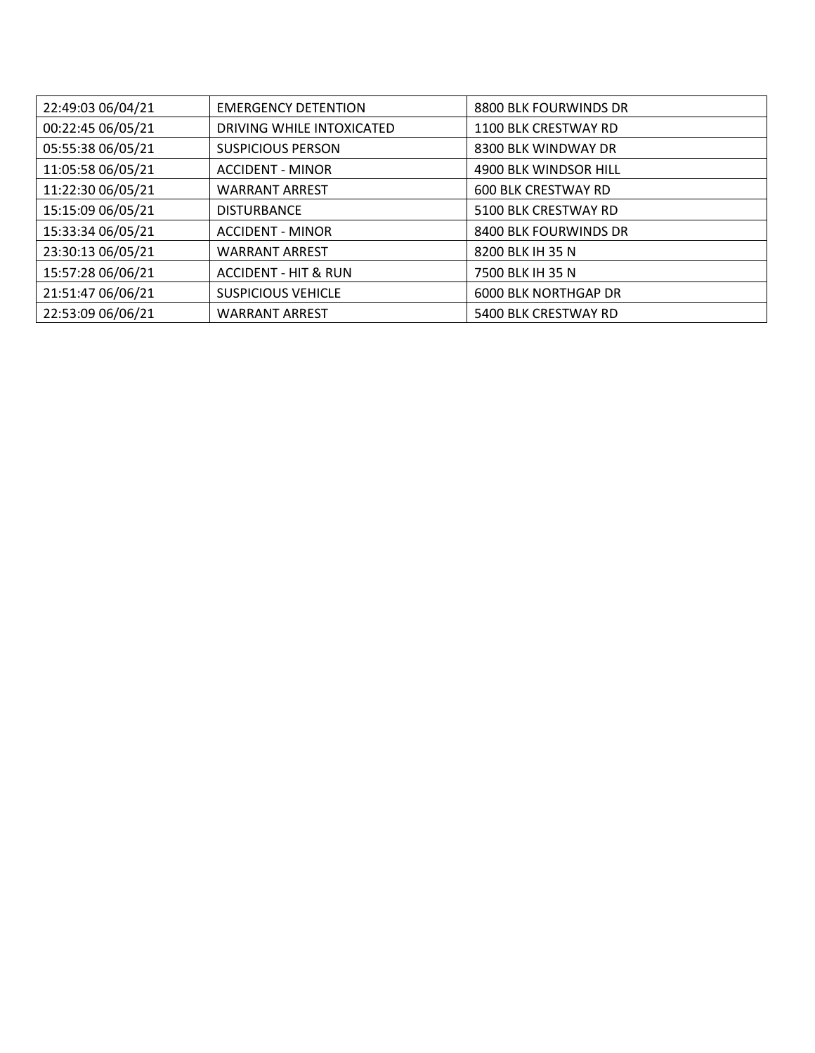| | | |
|---|---|---|
| 22:49:03 06/04/21 | EMERGENCY DETENTION | 8800 BLK FOURWINDS DR |
| 00:22:45 06/05/21 | DRIVING WHILE INTOXICATED | 1100 BLK CRESTWAY RD |
| 05:55:38 06/05/21 | SUSPICIOUS PERSON | 8300 BLK WINDWAY DR |
| 11:05:58 06/05/21 | ACCIDENT - MINOR | 4900 BLK WINDSOR HILL |
| 11:22:30 06/05/21 | WARRANT ARREST | 600 BLK CRESTWAY RD |
| 15:15:09 06/05/21 | DISTURBANCE | 5100 BLK CRESTWAY RD |
| 15:33:34 06/05/21 | ACCIDENT - MINOR | 8400 BLK FOURWINDS DR |
| 23:30:13 06/05/21 | WARRANT ARREST | 8200 BLK IH 35 N |
| 15:57:28 06/06/21 | ACCIDENT - HIT & RUN | 7500 BLK IH 35 N |
| 21:51:47 06/06/21 | SUSPICIOUS VEHICLE | 6000 BLK NORTHGAP DR |
| 22:53:09 06/06/21 | WARRANT ARREST | 5400 BLK CRESTWAY RD |